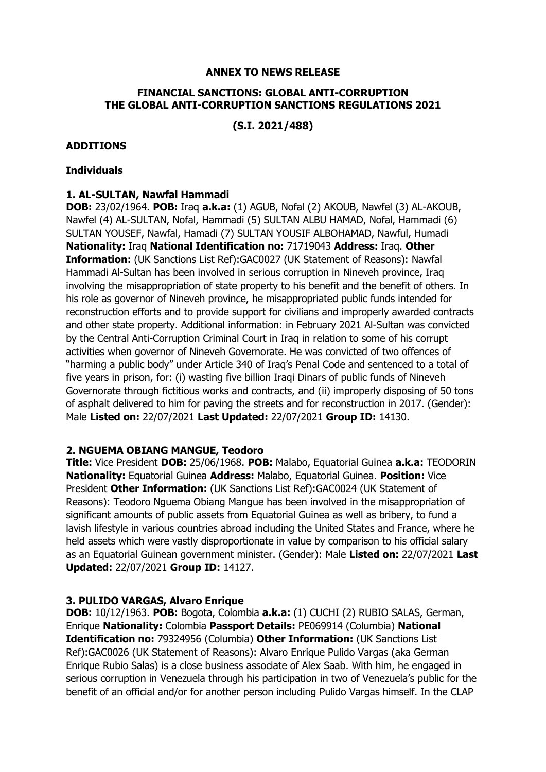**ANNEX TO NEWS RELEASE**

**FINANCIAL SANCTIONS: GLOBAL ANTI-CORRUPTION**
**THE GLOBAL ANTI-CORRUPTION SANCTIONS REGULATIONS 2021**

**(S.I. 2021/488)**

**ADDITIONS**

**Individuals**

**1. AL-SULTAN, Nawfal Hammadi**
**DOB:** 23/02/1964. **POB:** Iraq **a.k.a:** (1) AGUB, Nofal (2) AKOUB, Nawfel (3) AL-AKOUB, Nawfel (4) AL-SULTAN, Nofal, Hammadi (5) SULTAN ALBU HAMAD, Nofal, Hammadi (6) SULTAN YOUSEF, Nawfal, Hamadi (7) SULTAN YOUSIF ALBOHAMAD, Nawful, Humadi **Nationality:** Iraq **National Identification no:** 71719043 **Address:** Iraq. **Other Information:** (UK Sanctions List Ref):GAC0027 (UK Statement of Reasons): Nawfal Hammadi Al-Sultan has been involved in serious corruption in Nineveh province, Iraq involving the misappropriation of state property to his benefit and the benefit of others. In his role as governor of Nineveh province, he misappropriated public funds intended for reconstruction efforts and to provide support for civilians and improperly awarded contracts and other state property. Additional information: in February 2021 Al-Sultan was convicted by the Central Anti-Corruption Criminal Court in Iraq in relation to some of his corrupt activities when governor of Nineveh Governorate. He was convicted of two offences of "harming a public body" under Article 340 of Iraq's Penal Code and sentenced to a total of five years in prison, for: (i) wasting five billion Iraqi Dinars of public funds of Nineveh Governorate through fictitious works and contracts, and (ii) improperly disposing of 50 tons of asphalt delivered to him for paving the streets and for reconstruction in 2017. (Gender): Male **Listed on:** 22/07/2021 **Last Updated:** 22/07/2021 **Group ID:** 14130.

**2. NGUEMA OBIANG MANGUE, Teodoro**
**Title:** Vice President **DOB:** 25/06/1968. **POB:** Malabo, Equatorial Guinea **a.k.a:** TEODORIN **Nationality:** Equatorial Guinea **Address:** Malabo, Equatorial Guinea. **Position:** Vice President **Other Information:** (UK Sanctions List Ref):GAC0024 (UK Statement of Reasons): Teodoro Nguema Obiang Mangue has been involved in the misappropriation of significant amounts of public assets from Equatorial Guinea as well as bribery, to fund a lavish lifestyle in various countries abroad including the United States and France, where he held assets which were vastly disproportionate in value by comparison to his official salary as an Equatorial Guinean government minister. (Gender): Male **Listed on:** 22/07/2021 **Last Updated:** 22/07/2021 **Group ID:** 14127.

**3. PULIDO VARGAS, Alvaro Enrique**
**DOB:** 10/12/1963. **POB:** Bogota, Colombia **a.k.a:** (1) CUCHI (2) RUBIO SALAS, German, Enrique **Nationality:** Colombia **Passport Details:** PE069914 (Columbia) **National Identification no:** 79324956 (Columbia) **Other Information:** (UK Sanctions List Ref):GAC0026 (UK Statement of Reasons): Alvaro Enrique Pulido Vargas (aka German Enrique Rubio Salas) is a close business associate of Alex Saab. With him, he engaged in serious corruption in Venezuela through his participation in two of Venezuela's public for the benefit of an official and/or for another person including Pulido Vargas himself. In the CLAP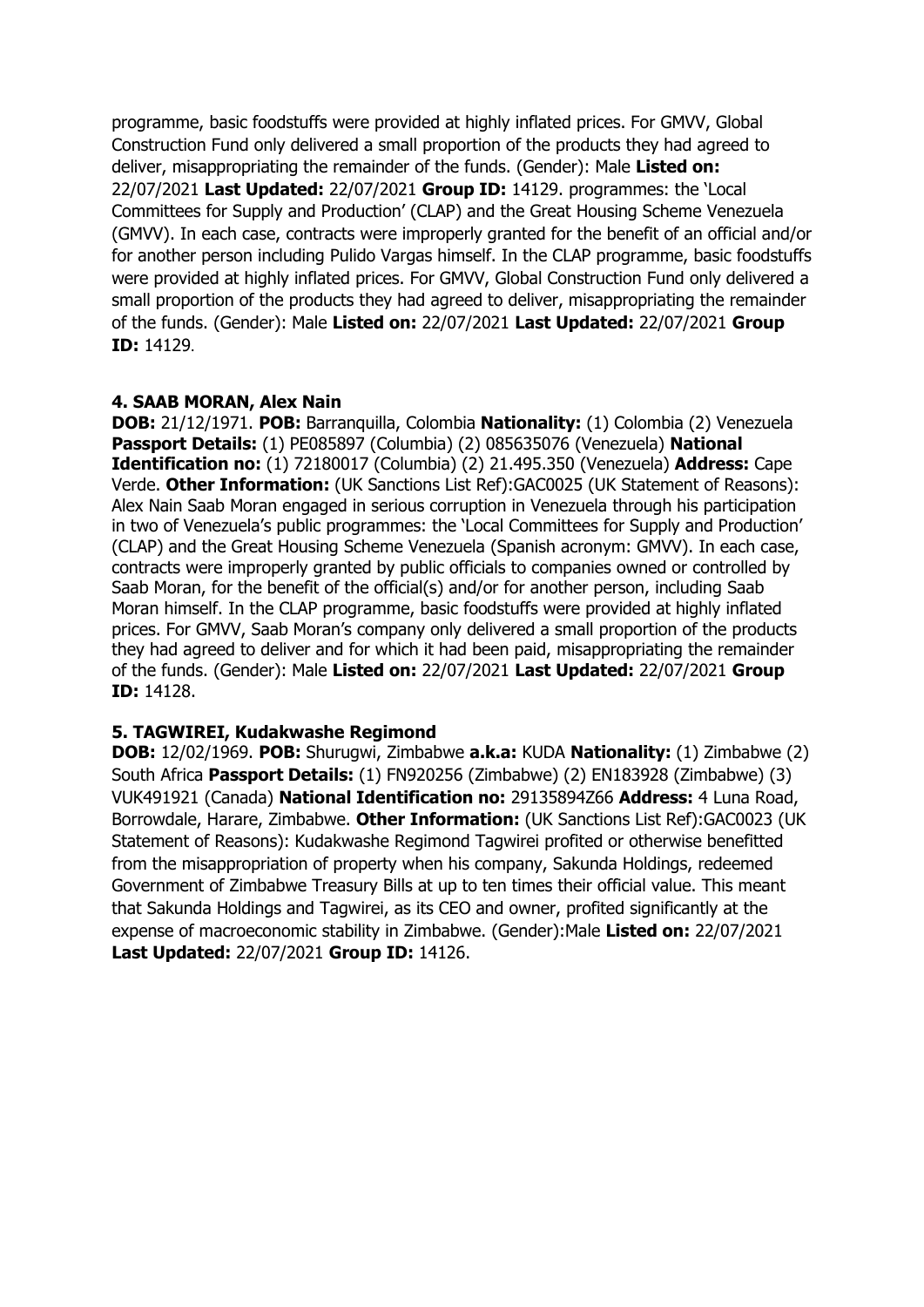programme, basic foodstuffs were provided at highly inflated prices. For GMVV, Global Construction Fund only delivered a small proportion of the products they had agreed to deliver, misappropriating the remainder of the funds. (Gender): Male **Listed on:** 22/07/2021 **Last Updated:** 22/07/2021 **Group ID:** 14129. programmes: the 'Local Committees for Supply and Production' (CLAP) and the Great Housing Scheme Venezuela (GMVV). In each case, contracts were improperly granted for the benefit of an official and/or for another person including Pulido Vargas himself. In the CLAP programme, basic foodstuffs were provided at highly inflated prices. For GMVV, Global Construction Fund only delivered a small proportion of the products they had agreed to deliver, misappropriating the remainder of the funds. (Gender): Male **Listed on:** 22/07/2021 **Last Updated:** 22/07/2021 **Group ID:** 14129.

#### 4. SAAB MORAN, Alex Nain

**DOB:** 21/12/1971. **POB:** Barranquilla, Colombia **Nationality:** (1) Colombia (2) Venezuela **Passport Details:** (1) PE085897 (Columbia) (2) 085635076 (Venezuela) **National Identification no:** (1) 72180017 (Columbia) (2) 21.495.350 (Venezuela) **Address:** Cape Verde. **Other Information:** (UK Sanctions List Ref):GAC0025 (UK Statement of Reasons): Alex Nain Saab Moran engaged in serious corruption in Venezuela through his participation in two of Venezuela's public programmes: the 'Local Committees for Supply and Production' (CLAP) and the Great Housing Scheme Venezuela (Spanish acronym: GMVV). In each case, contracts were improperly granted by public officials to companies owned or controlled by Saab Moran, for the benefit of the official(s) and/or for another person, including Saab Moran himself. In the CLAP programme, basic foodstuffs were provided at highly inflated prices. For GMVV, Saab Moran's company only delivered a small proportion of the products they had agreed to deliver and for which it had been paid, misappropriating the remainder of the funds. (Gender): Male **Listed on:** 22/07/2021 **Last Updated:** 22/07/2021 **Group ID:** 14128.

#### 5. TAGWIREI, Kudakwashe Regimond

**DOB:** 12/02/1969. **POB:** Shurugwi, Zimbabwe **a.k.a:** KUDA **Nationality:** (1) Zimbabwe (2) South Africa **Passport Details:** (1) FN920256 (Zimbabwe) (2) EN183928 (Zimbabwe) (3) VUK491921 (Canada) **National Identification no:** 29135894Z66 **Address:** 4 Luna Road, Borrowdale, Harare, Zimbabwe. **Other Information:** (UK Sanctions List Ref):GAC0023 (UK Statement of Reasons): Kudakwashe Regimond Tagwirei profited or otherwise benefitted from the misappropriation of property when his company, Sakunda Holdings, redeemed Government of Zimbabwe Treasury Bills at up to ten times their official value. This meant that Sakunda Holdings and Tagwirei, as its CEO and owner, profited significantly at the expense of macroeconomic stability in Zimbabwe. (Gender):Male **Listed on:** 22/07/2021 **Last Updated:** 22/07/2021 **Group ID:** 14126.